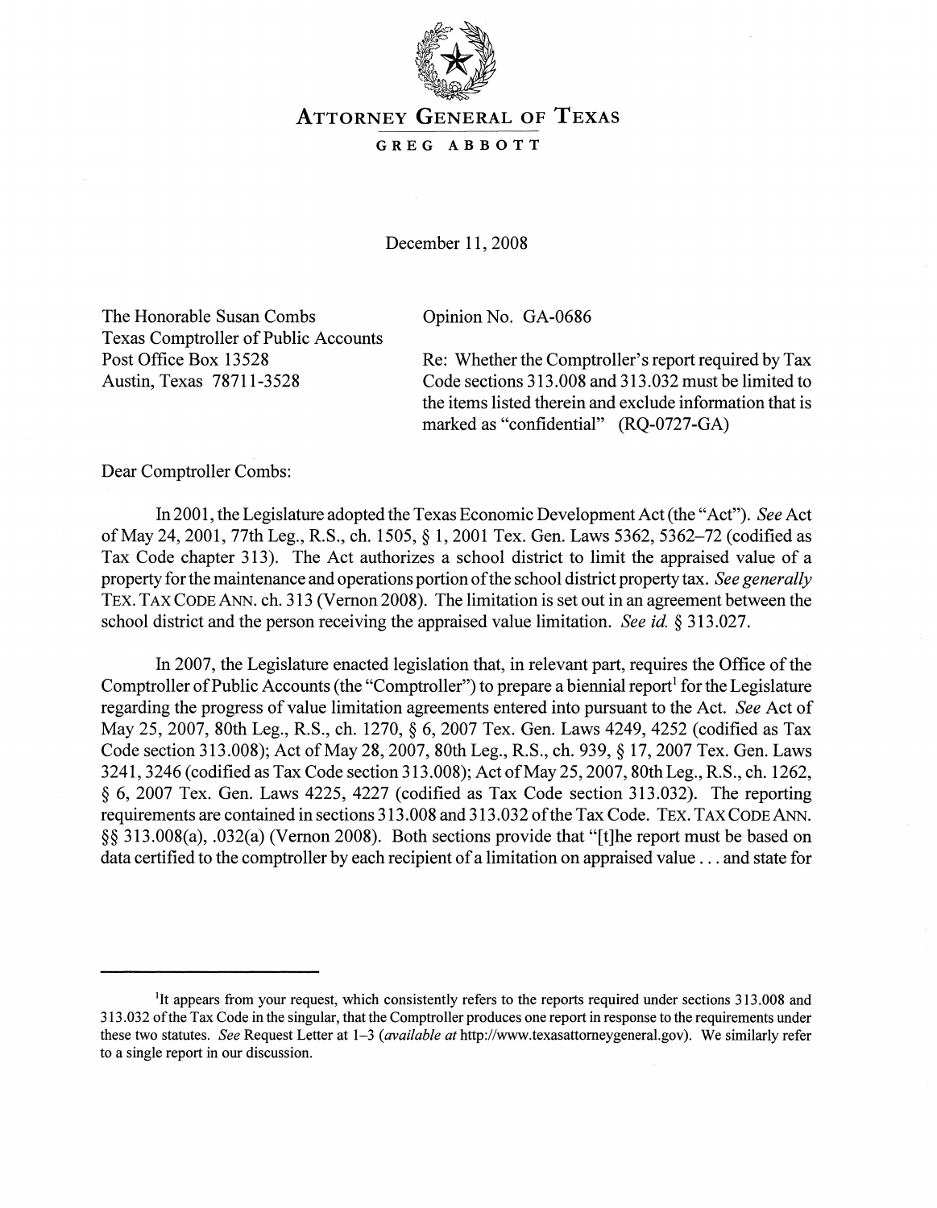# ATTORNEY GENERAL OF TEXAS

GREG ABBOTT

December 11, 2008

The Honorable Susan Combs
Texas Comptroller of Public Accounts
Post Office Box 13528
Austin, Texas 78711-3528

Opinion No. GA-0686

Re: Whether the Comptroller's report required by Tax Code sections 313.008 and 313.032 must be limited to the items listed therein and exclude information that is marked as "confidential" (RQ-0727-GA)

Dear Comptroller Combs:

In 2001, the Legislature adopted the Texas Economic Development Act (the "Act"). *See* Act of May 24, 2001, 77th Leg., R.S., ch. 1505, § 1, 2001 Tex. Gen. Laws 5362, 5362–72 (codified as Tax Code chapter 313). The Act authorizes a school district to limit the appraised value of a property for the maintenance and operations portion of the school district property tax. *See generally* TEX. TAX CODE ANN. ch. 313 (Vernon 2008). The limitation is set out in an agreement between the school district and the person receiving the appraised value limitation. *See id.* § 313.027.

In 2007, the Legislature enacted legislation that, in relevant part, requires the Office of the Comptroller of Public Accounts (the "Comptroller") to prepare a biennial report[1] for the Legislature regarding the progress of value limitation agreements entered into pursuant to the Act. *See* Act of May 25, 2007, 80th Leg., R.S., ch. 1270, § 6, 2007 Tex. Gen. Laws 4249, 4252 (codified as Tax Code section 313.008); Act of May 28, 2007, 80th Leg., R.S., ch. 939, § 17, 2007 Tex. Gen. Laws 3241, 3246 (codified as Tax Code section 313.008); Act of May 25, 2007, 80th Leg., R.S., ch. 1262, § 6, 2007 Tex. Gen. Laws 4225, 4227 (codified as Tax Code section 313.032). The reporting requirements are contained in sections 313.008 and 313.032 of the Tax Code. TEX. TAX CODE ANN. §§ 313.008(a), .032(a) (Vernon 2008). Both sections provide that "[t]he report must be based on data certified to the comptroller by each recipient of a limitation on appraised value . . . and state for

---

[1]It appears from your request, which consistently refers to the reports required under sections 313.008 and 313.032 of the Tax Code in the singular, that the Comptroller produces one report in response to the requirements under these two statutes. *See* Request Letter at 1–3 (*available at* http://www.texasattorneygeneral.gov). We similarly refer to a single report in our discussion.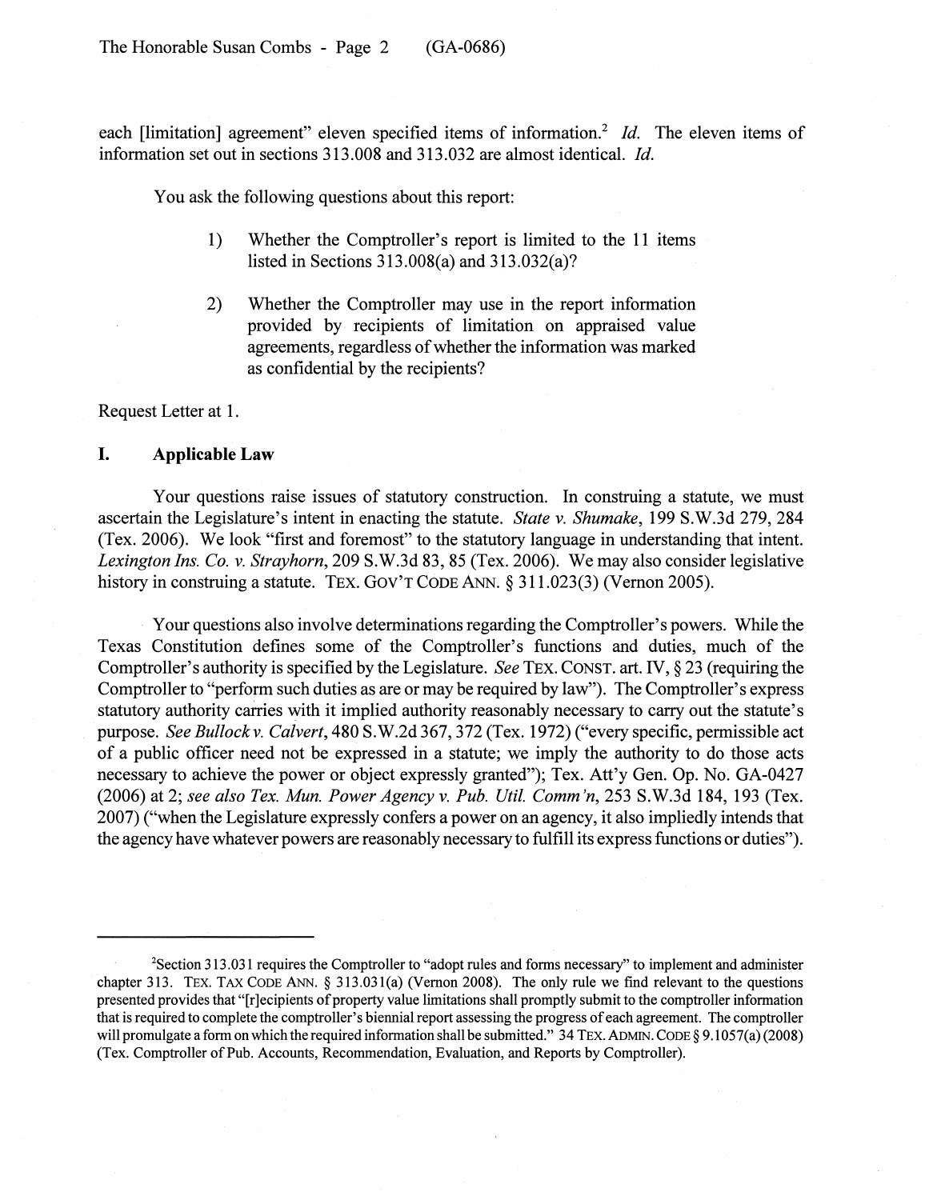each [limitation] agreement" eleven specified items of information.[2] *Id.* The eleven items of information set out in sections 313.008 and 313.032 are almost identical. *Id.*

You ask the following questions about this report:

> 1) Whether the Comptroller's report is limited to the 11 items listed in Sections 313.008(a) and 313.032(a)?
>
> 2) Whether the Comptroller may use in the report information provided by recipients of limitation on appraised value agreements, regardless of whether the information was marked as confidential by the recipients?

Request Letter at 1.

## I. Applicable Law

Your questions raise issues of statutory construction. In construing a statute, we must ascertain the Legislature's intent in enacting the statute. *State v. Shumake*, 199 S.W.3d 279, 284 (Tex. 2006). We look "first and foremost" to the statutory language in understanding that intent. *Lexington Ins. Co. v. Strayhorn*, 209 S.W.3d 83, 85 (Tex. 2006). We may also consider legislative history in construing a statute. TEX. GOV'T CODE ANN. § 311.023(3) (Vernon 2005).

Your questions also involve determinations regarding the Comptroller's powers. While the Texas Constitution defines some of the Comptroller's functions and duties, much of the Comptroller's authority is specified by the Legislature. *See* TEX. CONST. art. IV, § 23 (requiring the Comptroller to "perform such duties as are or may be required by law"). The Comptroller's express statutory authority carries with it implied authority reasonably necessary to carry out the statute's purpose. *See Bullock v. Calvert*, 480 S.W.2d 367, 372 (Tex. 1972) ("every specific, permissible act of a public officer need not be expressed in a statute; we imply the authority to do those acts necessary to achieve the power or object expressly granted"); Tex. Att'y Gen. Op. No. GA-0427 (2006) at 2; *see also Tex. Mun. Power Agency v. Pub. Util. Comm'n*, 253 S.W.3d 184, 193 (Tex. 2007) ("when the Legislature expressly confers a power on an agency, it also impliedly intends that the agency have whatever powers are reasonably necessary to fulfill its express functions or duties").

---

[2]Section 313.031 requires the Comptroller to "adopt rules and forms necessary" to implement and administer chapter 313. TEX. TAX CODE ANN. § 313.031(a) (Vernon 2008). The only rule we find relevant to the questions presented provides that "[r]ecipients of property value limitations shall promptly submit to the comptroller information that is required to complete the comptroller's biennial report assessing the progress of each agreement. The comptroller will promulgate a form on which the required information shall be submitted." 34 TEX. ADMIN. CODE § 9.1057(a) (2008) (Tex. Comptroller of Pub. Accounts, Recommendation, Evaluation, and Reports by Comptroller).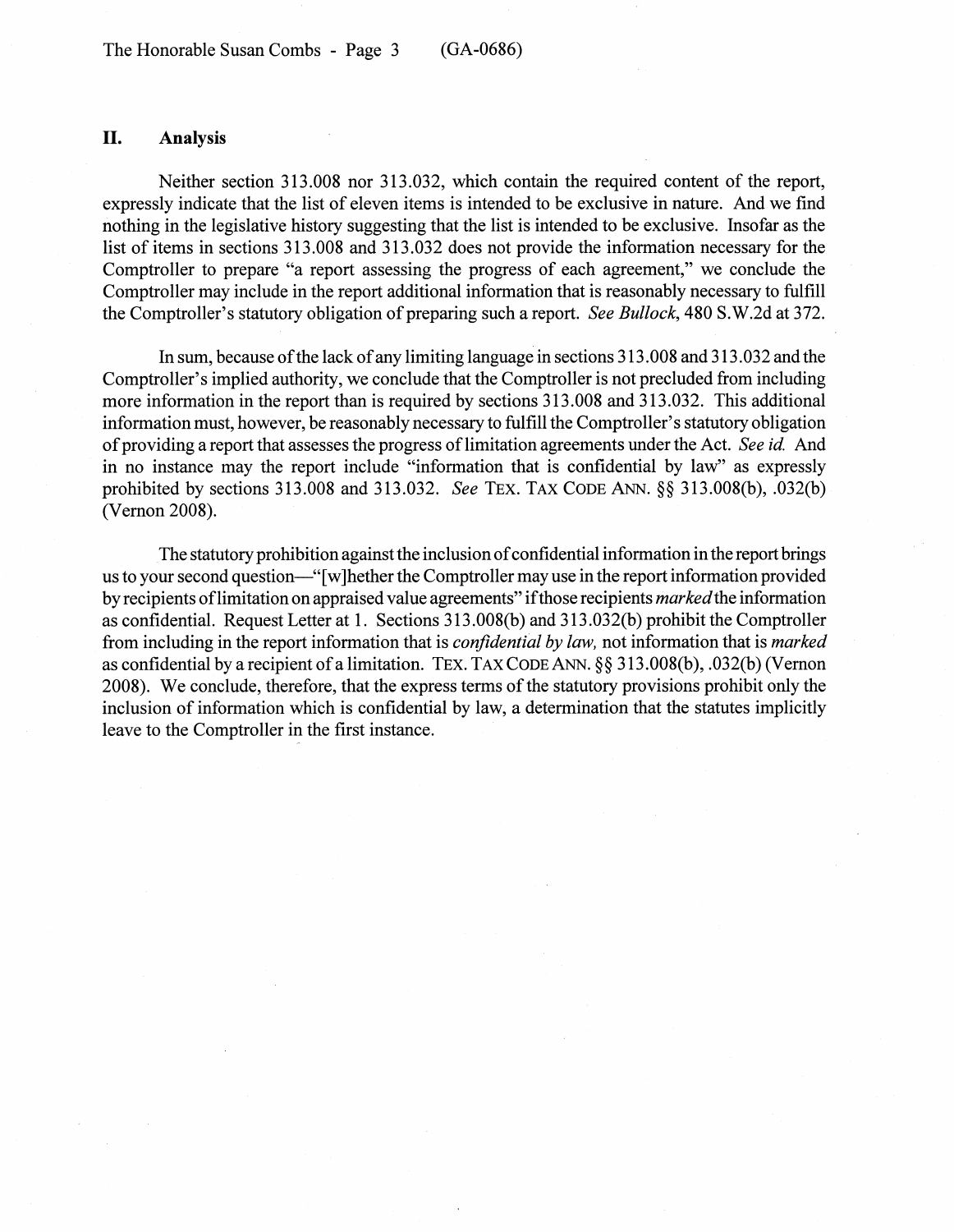## II. Analysis

Neither section 313.008 nor 313.032, which contain the required content of the report, expressly indicate that the list of eleven items is intended to be exclusive in nature. And we find nothing in the legislative history suggesting that the list is intended to be exclusive. Insofar as the list of items in sections 313.008 and 313.032 does not provide the information necessary for the Comptroller to prepare "a report assessing the progress of each agreement," we conclude the Comptroller may include in the report additional information that is reasonably necessary to fulfill the Comptroller's statutory obligation of preparing such a report. *See Bullock*, 480 S.W.2d at 372.

In sum, because of the lack of any limiting language in sections 313.008 and 313.032 and the Comptroller's implied authority, we conclude that the Comptroller is not precluded from including more information in the report than is required by sections 313.008 and 313.032. This additional information must, however, be reasonably necessary to fulfill the Comptroller's statutory obligation of providing a report that assesses the progress of limitation agreements under the Act. *See id.* And in no instance may the report include "information that is confidential by law" as expressly prohibited by sections 313.008 and 313.032. *See* TEX. TAX CODE ANN. §§ 313.008(b), .032(b) (Vernon 2008).

The statutory prohibition against the inclusion of confidential information in the report brings us to your second question—"[w]hether the Comptroller may use in the report information provided by recipients of limitation on appraised value agreements" if those recipients *marked* the information as confidential. Request Letter at 1. Sections 313.008(b) and 313.032(b) prohibit the Comptroller from including in the report information that is *confidential by law,* not information that is *marked* as confidential by a recipient of a limitation. TEX. TAX CODE ANN. §§ 313.008(b), .032(b) (Vernon 2008). We conclude, therefore, that the express terms of the statutory provisions prohibit only the inclusion of information which is confidential by law, a determination that the statutes implicitly leave to the Comptroller in the first instance.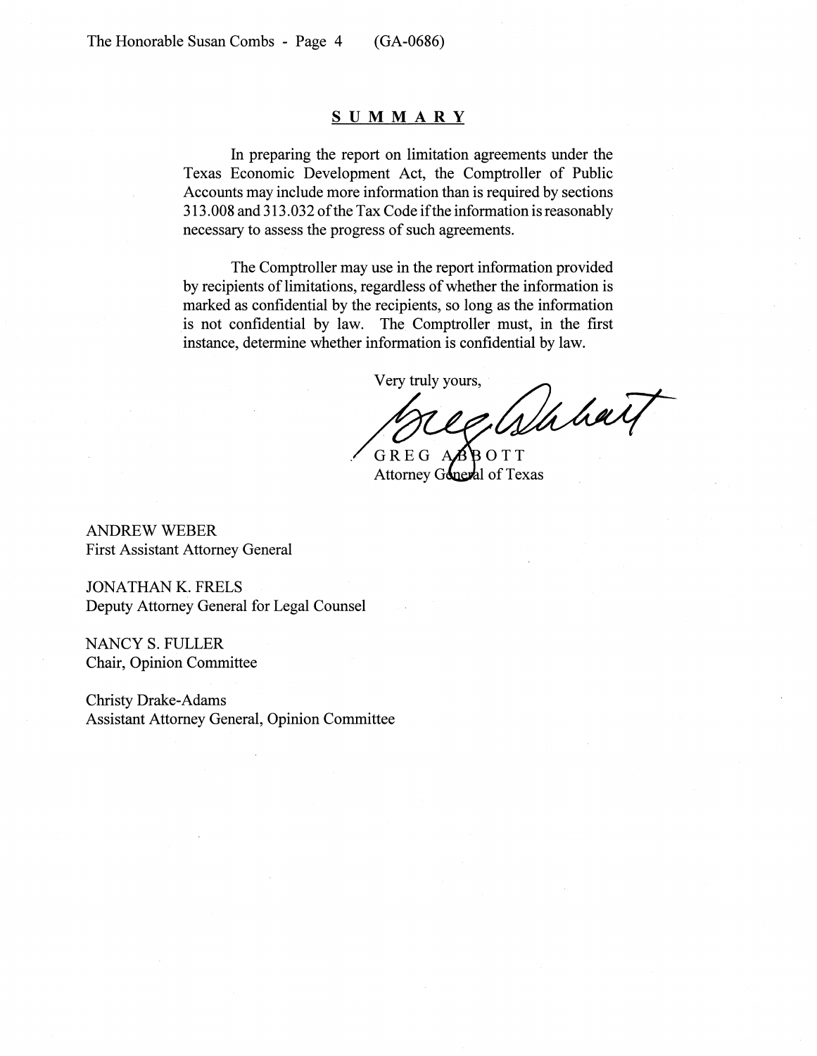## SUMMARY

In preparing the report on limitation agreements under the Texas Economic Development Act, the Comptroller of Public Accounts may include more information than is required by sections 313.008 and 313.032 of the Tax Code if the information is reasonably necessary to assess the progress of such agreements.

The Comptroller may use in the report information provided by recipients of limitations, regardless of whether the information is marked as confidential by the recipients, so long as the information is not confidential by law. The Comptroller must, in the first instance, determine whether information is confidential by law.

Very truly yours,

GREG ABBOTT
Attorney General of Texas

ANDREW WEBER
First Assistant Attorney General

JONATHAN K. FRELS
Deputy Attorney General for Legal Counsel

NANCY S. FULLER
Chair, Opinion Committee

Christy Drake-Adams
Assistant Attorney General, Opinion Committee